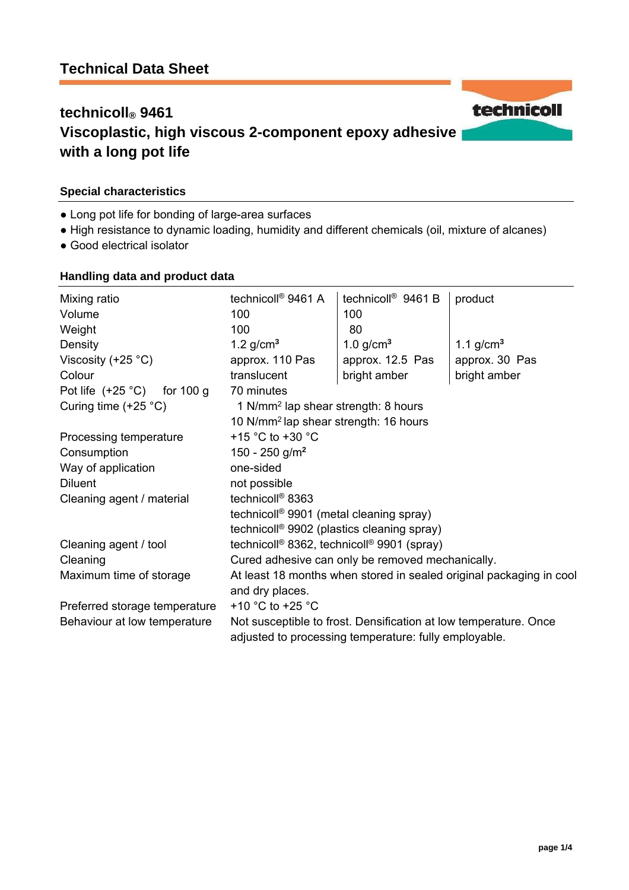# Technical Data Sheet

## technicoll® 9461
## Viscoplastic, high viscous 2-component epoxy adhesive with a long pot life

### Special characteristics

- Long pot life for bonding of large-area surfaces
- High resistance to dynamic loading, humidity and different chemicals (oil, mixture of alcanes)
- Good electrical isolator

### Handling data and product data

| Mixing ratio | technicoll® 9461 A | technicoll® 9461 B | product |
|---|---|---|---|
| Volume | 100 | 100 | |
| Weight | 100 | 80 | |
| Density | 1.2 g/cm³ | 1.0 g/cm³ | 1.1 g/cm³ |
| Viscosity (+25 °C) | approx. 110 Pas | approx. 12.5 Pas | approx. 30 Pas |
| Colour | translucent | bright amber | bright amber |
| Pot life (+25 °C) for 100 g | 70 minutes | | |
| Curing time (+25 °C) | 1 N/mm² lap shear strength: 8 hours<br>10 N/mm² lap shear strength: 16 hours | | |
| Processing temperature | +15 °C to +30 °C | | |
| Consumption | 150 - 250 g/m² | | |
| Way of application | one-sided | | |
| Diluent | not possible | | |
| Cleaning agent / material | technicoll® 8363<br>technicoll® 9901 (metal cleaning spray)<br>technicoll® 9902 (plastics cleaning spray) | | |
| Cleaning agent / tool | technicoll® 8362, technicoll® 9901 (spray) | | |
| Cleaning | Cured adhesive can only be removed mechanically. | | |
| Maximum time of storage | At least 18 months when stored in sealed original packaging in cool and dry places. | | |
| Preferred storage temperature | +10 °C to +25 °C | | |
| Behaviour at low temperature | Not susceptible to frost. Densification at low temperature. Once adjusted to processing temperature: fully employable. | | |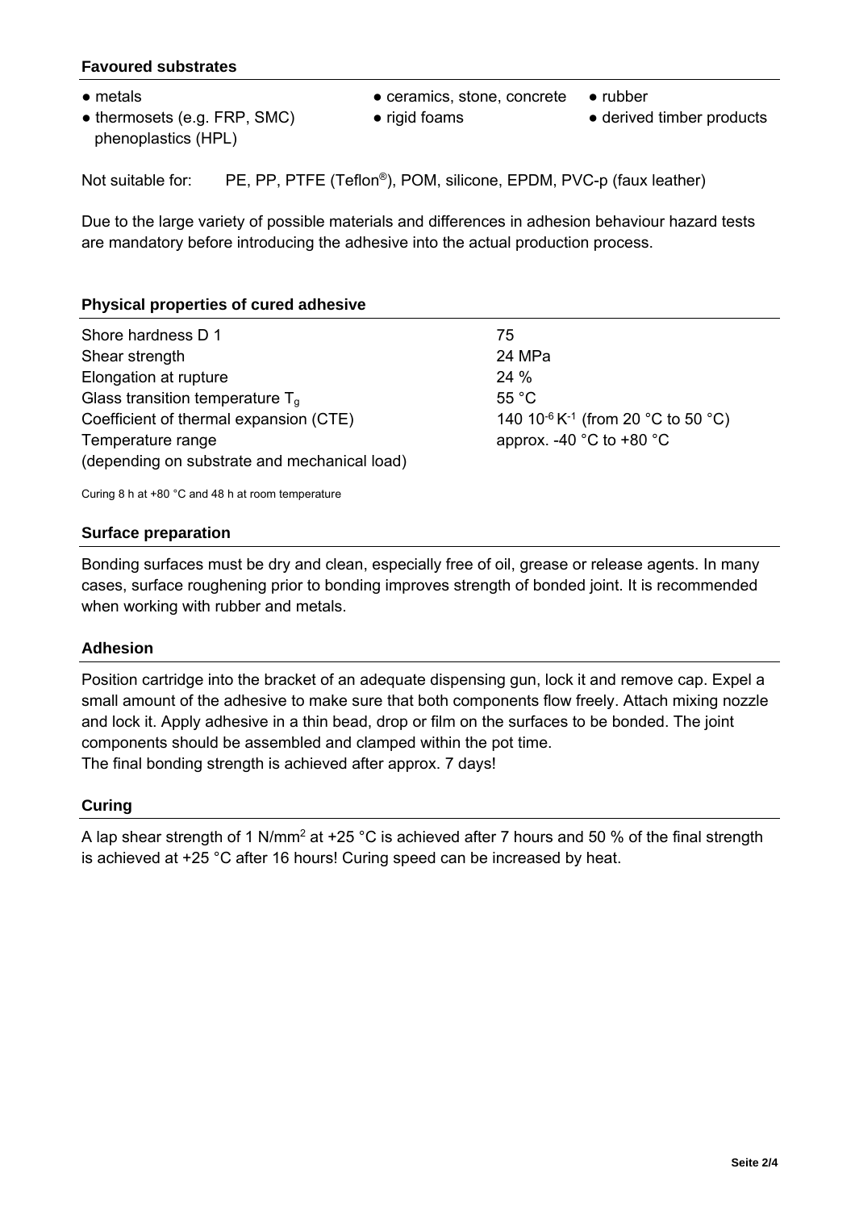### Favoured substrates

- metals
- thermosets (e.g. FRP, SMC) phenoplastics (HPL)
- ceramics, stone, concrete
- rigid foams
- rubber
- derived timber products

Not suitable for: PE, PP, PTFE (Teflon®), POM, silicone, EPDM, PVC-p (faux leather)

Due to the large variety of possible materials and differences in adhesion behaviour hazard tests are mandatory before introducing the adhesive into the actual production process.

### Physical properties of cured adhesive

| | |
|---|---|
| Shore hardness D 1 | 75 |
| Shear strength | 24 MPa |
| Elongation at rupture | 24 % |
| Glass transition temperature $T_g$ | 55 °C |
| Coefficient of thermal expansion (CTE) | 140 $10^{-6}$ $K^{-1}$ (from 20 °C to 50 °C) |
| Temperature range (depending on substrate and mechanical load) | approx. -40 °C to +80 °C |

Curing 8 h at +80 °C and 48 h at room temperature

### Surface preparation

Bonding surfaces must be dry and clean, especially free of oil, grease or release agents. In many cases, surface roughening prior to bonding improves strength of bonded joint. It is recommended when working with rubber and metals.

### Adhesion

Position cartridge into the bracket of an adequate dispensing gun, lock it and remove cap. Expel a small amount of the adhesive to make sure that both components flow freely. Attach mixing nozzle and lock it. Apply adhesive in a thin bead, drop or film on the surfaces to be bonded. The joint components should be assembled and clamped within the pot time.
The final bonding strength is achieved after approx. 7 days!

### Curing

A lap shear strength of 1 N/mm$^2$ at +25 °C is achieved after 7 hours and 50 % of the final strength is achieved at +25 °C after 16 hours! Curing speed can be increased by heat.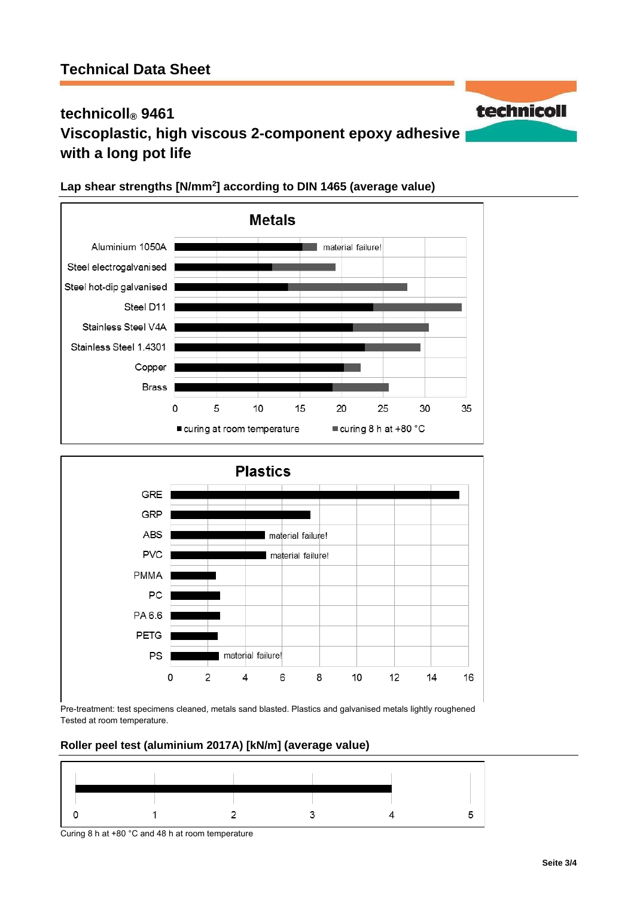## Technical Data Sheet

# technicoll® 9461
# Viscoplastic, high viscous 2-component epoxy adhesive with a long pot life

### Lap shear strengths [N/mm$^2$] according to DIN 1465 (average value)

**Metals**

- Aluminium 1050A — material failure!
- Steel electrogalvanised
- Steel hot-dip galvanised
- Steel D11
- Stainless Steel V4A
- Stainless Steel 1.4301
- Copper
- Brass

Axis: 0 – 5 – 10 – 15 – 20 – 25 – 30 – 35

■ curing at room temperature ■ curing 8 h at +80 °C

**Plastics**

- GRE
- GRP
- ABS — material failure!
- PVC — material failure!
- PMMA
- PC
- PA 6.6
- PETG
- PS — material failure!

Axis: 0 – 2 – 4 – 6 – 8 – 10 – 12 – 14 – 16

Pre-treatment: test specimens cleaned, metals sand blasted. Plastics and galvanised metals lightly roughened
Tested at room temperature.

### Roller peel test (aluminium 2017A) [kN/m] (average value)

Axis: 0 – 1 – 2 – 3 – 4 – 5

Curing 8 h at +80 °C and 48 h at room temperature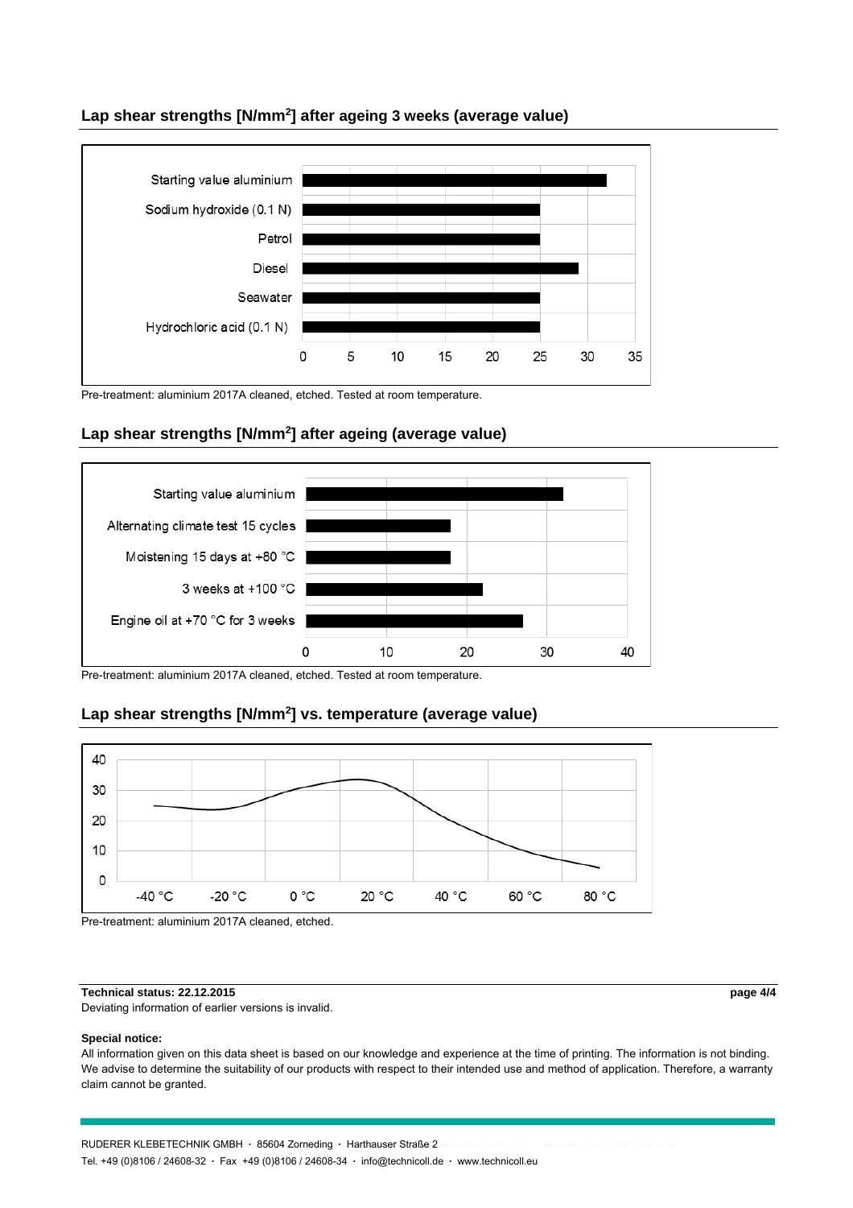## Lap shear strengths [N/mm²] after ageing 3 weeks (average value)

Starting value aluminium
Sodium hydroxide (0.1 N)
Petrol
Diesel
Seawater
Hydrochloric acid (0.1 N)

0 5 10 15 20 25 30 35

Pre-treatment: aluminium 2017A cleaned, etched. Tested at room temperature.

## Lap shear strengths [N/mm²] after ageing (average value)

Starting value aluminium
Alternating climate test 15 cycles
Moistening 15 days at +80 °C
3 weeks at +100 °C
Engine oil at +70 °C for 3 weeks

0 10 20 30 40

Pre-treatment: aluminium 2017A cleaned, etched. Tested at room temperature.

## Lap shear strengths [N/mm²] vs. temperature (average value)

40
30
20
10
0

-40 °C -20 °C 0 °C 20 °C 40 °C 60 °C 80 °C

Pre-treatment: aluminium 2017A cleaned, etched.

**Technical status: 22.12.2015**

Deviating information of earlier versions is invalid.

**Special notice:**

All information given on this data sheet is based on our knowledge and experience at the time of printing. The information is not binding. We advise to determine the suitability of our products with respect to their intended use and method of application. Therefore, a warranty claim cannot be granted.

RUDERER KLEBETECHNIK GMBH · 85604 Zorneding · Harthauser Straße 2

Tel. +49 (0)8106 / 24608-32 · Fax +49 (0)8106 / 24608-34 · info@technicoll.de · www.technicoll.eu